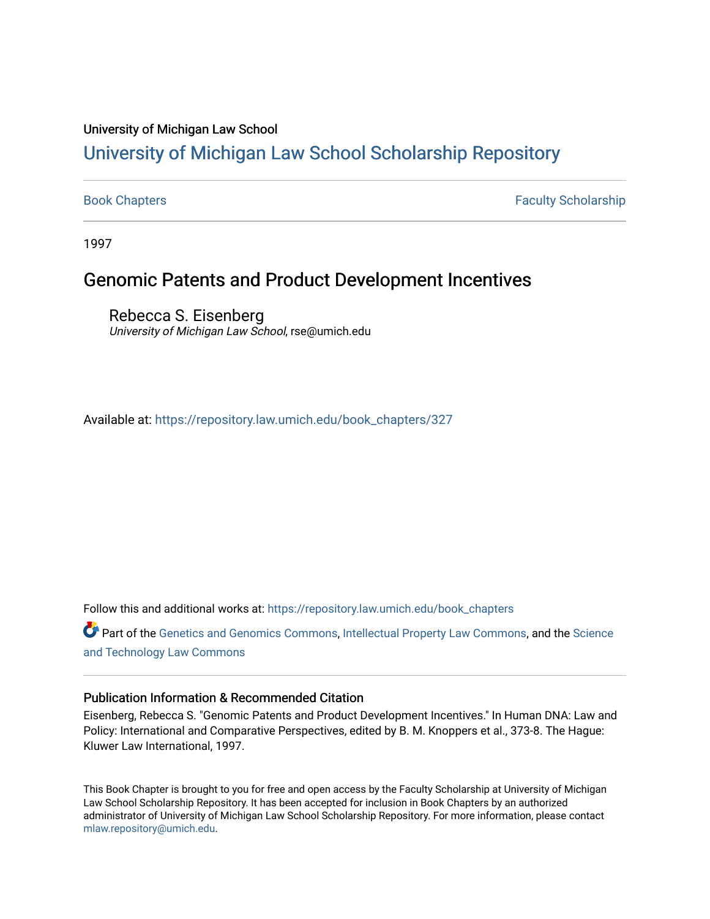University of Michigan Law School

# University of Michigan Law School Scholarship Repository

Book Chapters | Faculty Scholarship

1997

## Genomic Patents and Product Development Incentives

Rebecca S. Eisenberg
*University of Michigan Law School*, rse@umich.edu

Available at: https://repository.law.umich.edu/book_chapters/327

Follow this and additional works at: https://repository.law.umich.edu/book_chapters

Part of the Genetics and Genomics Commons, Intellectual Property Law Commons, and the Science and Technology Law Commons

### Publication Information & Recommended Citation

Eisenberg, Rebecca S. "Genomic Patents and Product Development Incentives." In Human DNA: Law and Policy: International and Comparative Perspectives, edited by B. M. Knoppers et al., 373-8. The Hague: Kluwer Law International, 1997.

This Book Chapter is brought to you for free and open access by the Faculty Scholarship at University of Michigan Law School Scholarship Repository. It has been accepted for inclusion in Book Chapters by an authorized administrator of University of Michigan Law School Scholarship Repository. For more information, please contact mlaw.repository@umich.edu.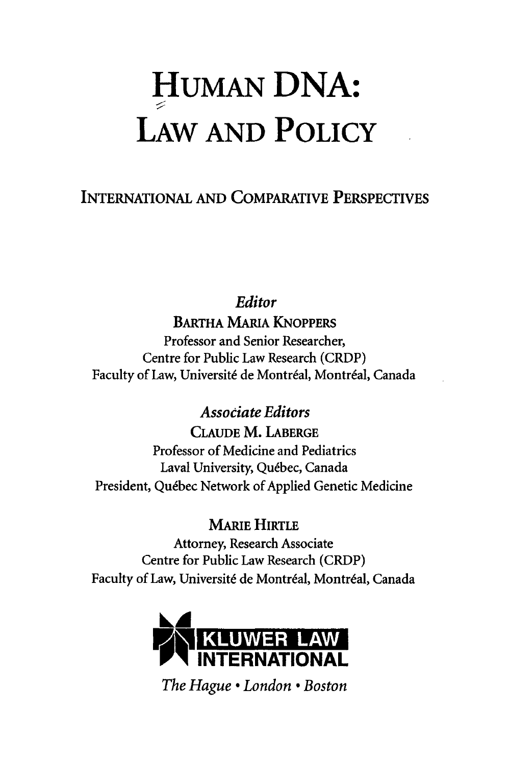# HUMAN DNA: LAW AND POLICY

## INTERNATIONAL AND COMPARATIVE PERSPECTIVES

*Editor*

BARTHA MARIA KNOPPERS
Professor and Senior Researcher,
Centre for Public Law Research (CRDP)
Faculty of Law, Université de Montréal, Montréal, Canada

*Associate Editors*

CLAUDE M. LABERGE
Professor of Medicine and Pediatrics
Laval University, Québec, Canada
President, Québec Network of Applied Genetic Medicine

MARIE HIRTLE
Attorney, Research Associate
Centre for Public Law Research (CRDP)
Faculty of Law, Université de Montréal, Montréal, Canada

KLUWER LAW INTERNATIONAL

*The Hague • London • Boston*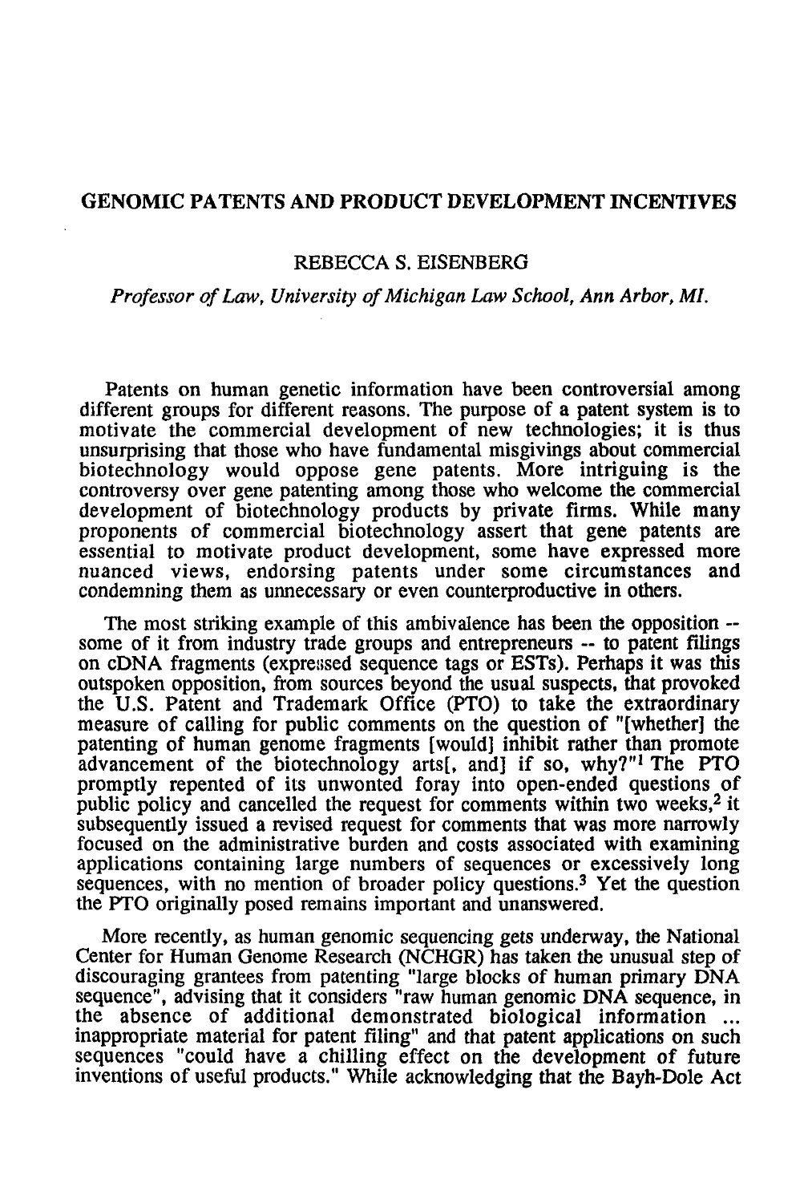# GENOMIC PATENTS AND PRODUCT DEVELOPMENT INCENTIVES

REBECCA S. EISENBERG

*Professor of Law, University of Michigan Law School, Ann Arbor, MI.*

Patents on human genetic information have been controversial among different groups for different reasons. The purpose of a patent system is to motivate the commercial development of new technologies; it is thus unsurprising that those who have fundamental misgivings about commercial biotechnology would oppose gene patents. More intriguing is the controversy over gene patenting among those who welcome the commercial development of biotechnology products by private firms. While many proponents of commercial biotechnology assert that gene patents are essential to motivate product development, some have expressed more nuanced views, endorsing patents under some circumstances and condemning them as unnecessary or even counterproductive in others.

The most striking example of this ambivalence has been the opposition -- some of it from industry trade groups and entrepreneurs -- to patent filings on cDNA fragments (expressed sequence tags or ESTs). Perhaps it was this outspoken opposition, from sources beyond the usual suspects, that provoked the U.S. Patent and Trademark Office (PTO) to take the extraordinary measure of calling for public comments on the question of "[whether] the patenting of human genome fragments [would] inhibit rather than promote advancement of the biotechnology arts[, and] if so, why?"[1] The PTO promptly repented of its unwonted foray into open-ended questions of public policy and cancelled the request for comments within two weeks,[2] it subsequently issued a revised request for comments that was more narrowly focused on the administrative burden and costs associated with examining applications containing large numbers of sequences or excessively long sequences, with no mention of broader policy questions.[3] Yet the question the PTO originally posed remains important and unanswered.

More recently, as human genomic sequencing gets underway, the National Center for Human Genome Research (NCHGR) has taken the unusual step of discouraging grantees from patenting "large blocks of human primary DNA sequence", advising that it considers "raw human genomic DNA sequence, in the absence of additional demonstrated biological information ... inappropriate material for patent filing" and that patent applications on such sequences "could have a chilling effect on the development of future inventions of useful products." While acknowledging that the Bayh-Dole Act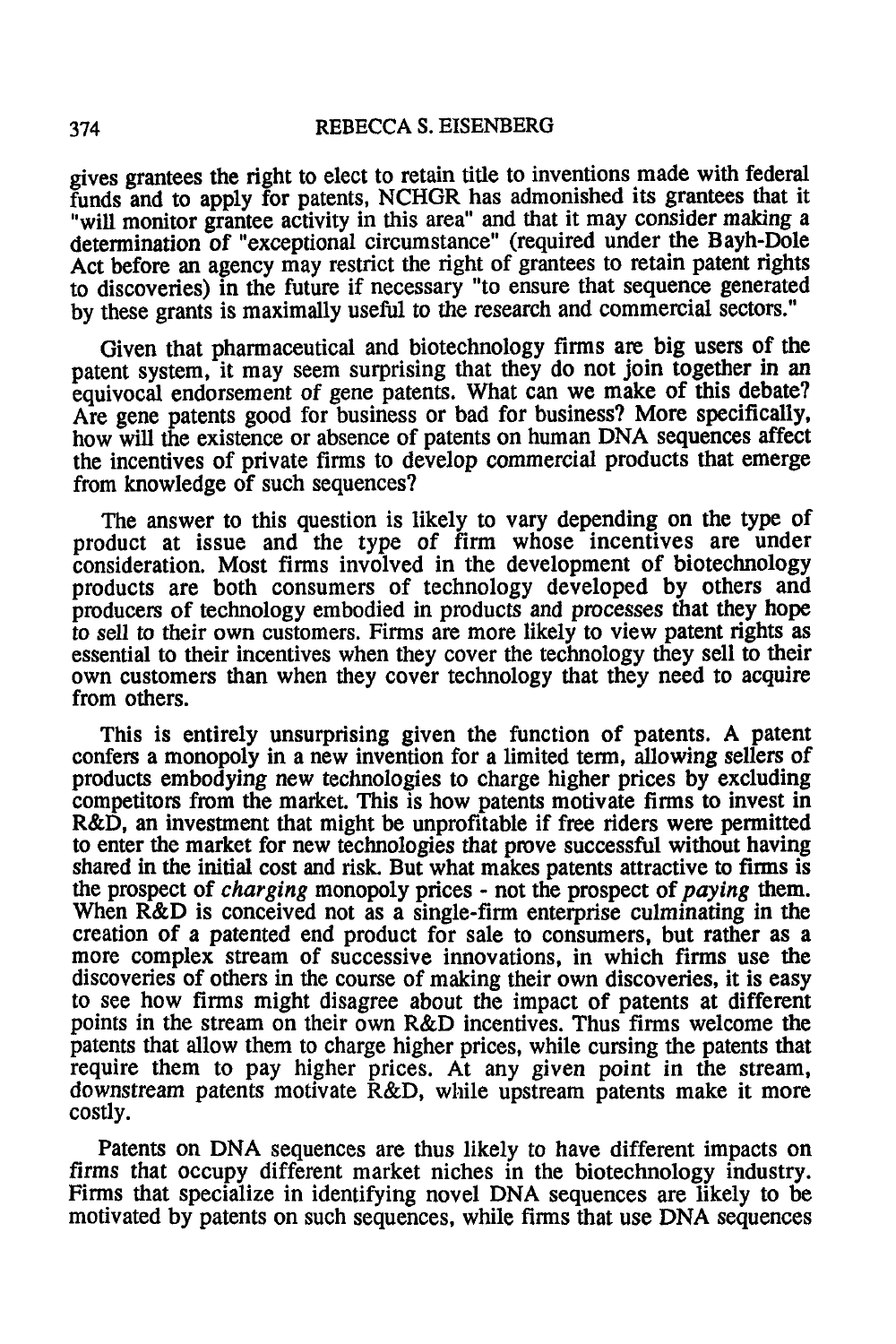gives grantees the right to elect to retain title to inventions made with federal funds and to apply for patents, NCHGR has admonished its grantees that it "will monitor grantee activity in this area" and that it may consider making a determination of "exceptional circumstance" (required under the Bayh-Dole Act before an agency may restrict the right of grantees to retain patent rights to discoveries) in the future if necessary "to ensure that sequence generated by these grants is maximally useful to the research and commercial sectors."

Given that pharmaceutical and biotechnology firms are big users of the patent system, it may seem surprising that they do not join together in an equivocal endorsement of gene patents. What can we make of this debate? Are gene patents good for business or bad for business? More specifically, how will the existence or absence of patents on human DNA sequences affect the incentives of private firms to develop commercial products that emerge from knowledge of such sequences?

The answer to this question is likely to vary depending on the type of product at issue and the type of firm whose incentives are under consideration. Most firms involved in the development of biotechnology products are both consumers of technology developed by others and producers of technology embodied in products and processes that they hope to sell to their own customers. Firms are more likely to view patent rights as essential to their incentives when they cover the technology they sell to their own customers than when they cover technology that they need to acquire from others.

This is entirely unsurprising given the function of patents. A patent confers a monopoly in a new invention for a limited term, allowing sellers of products embodying new technologies to charge higher prices by excluding competitors from the market. This is how patents motivate firms to invest in R&D, an investment that might be unprofitable if free riders were permitted to enter the market for new technologies that prove successful without having shared in the initial cost and risk. But what makes patents attractive to firms is the prospect of *charging* monopoly prices - not the prospect of *paying* them. When R&D is conceived not as a single-firm enterprise culminating in the creation of a patented end product for sale to consumers, but rather as a more complex stream of successive innovations, in which firms use the discoveries of others in the course of making their own discoveries, it is easy to see how firms might disagree about the impact of patents at different points in the stream on their own R&D incentives. Thus firms welcome the patents that allow them to charge higher prices, while cursing the patents that require them to pay higher prices. At any given point in the stream, downstream patents motivate R&D, while upstream patents make it more costly.

Patents on DNA sequences are thus likely to have different impacts on firms that occupy different market niches in the biotechnology industry. Firms that specialize in identifying novel DNA sequences are likely to be motivated by patents on such sequences, while firms that use DNA sequences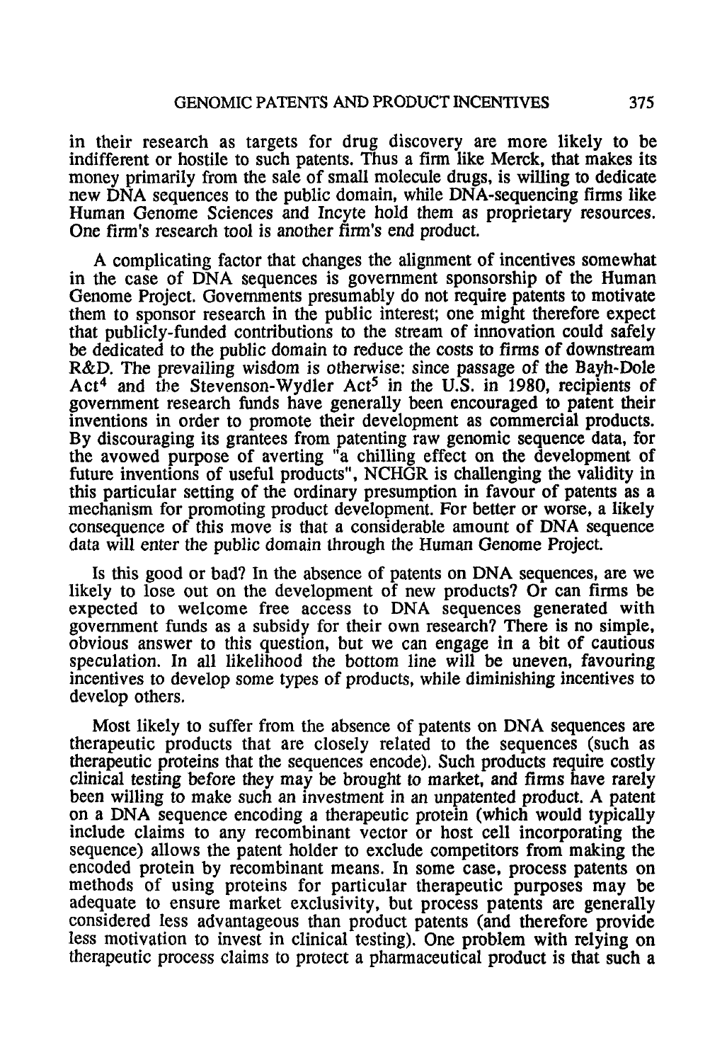in their research as targets for drug discovery are more likely to be indifferent or hostile to such patents. Thus a firm like Merck, that makes its money primarily from the sale of small molecule drugs, is willing to dedicate new DNA sequences to the public domain, while DNA-sequencing firms like Human Genome Sciences and Incyte hold them as proprietary resources. One firm's research tool is another firm's end product.

A complicating factor that changes the alignment of incentives somewhat in the case of DNA sequences is government sponsorship of the Human Genome Project. Governments presumably do not require patents to motivate them to sponsor research in the public interest; one might therefore expect that publicly-funded contributions to the stream of innovation could safely be dedicated to the public domain to reduce the costs to firms of downstream R&D. The prevailing wisdom is otherwise: since passage of the Bayh-Dole Act[4] and the Stevenson-Wydler Act[5] in the U.S. in 1980, recipients of government research funds have generally been encouraged to patent their inventions in order to promote their development as commercial products. By discouraging its grantees from patenting raw genomic sequence data, for the avowed purpose of averting "a chilling effect on the development of future inventions of useful products", NCHGR is challenging the validity in this particular setting of the ordinary presumption in favour of patents as a mechanism for promoting product development. For better or worse, a likely consequence of this move is that a considerable amount of DNA sequence data will enter the public domain through the Human Genome Project.

Is this good or bad? In the absence of patents on DNA sequences, are we likely to lose out on the development of new products? Or can firms be expected to welcome free access to DNA sequences generated with government funds as a subsidy for their own research? There is no simple, obvious answer to this question, but we can engage in a bit of cautious speculation. In all likelihood the bottom line will be uneven, favouring incentives to develop some types of products, while diminishing incentives to develop others.

Most likely to suffer from the absence of patents on DNA sequences are therapeutic products that are closely related to the sequences (such as therapeutic proteins that the sequences encode). Such products require costly clinical testing before they may be brought to market, and firms have rarely been willing to make such an investment in an unpatented product. A patent on a DNA sequence encoding a therapeutic protein (which would typically include claims to any recombinant vector or host cell incorporating the sequence) allows the patent holder to exclude competitors from making the encoded protein by recombinant means. In some case, process patents on methods of using proteins for particular therapeutic purposes may be adequate to ensure market exclusivity, but process patents are generally considered less advantageous than product patents (and therefore provide less motivation to invest in clinical testing). One problem with relying on therapeutic process claims to protect a pharmaceutical product is that such a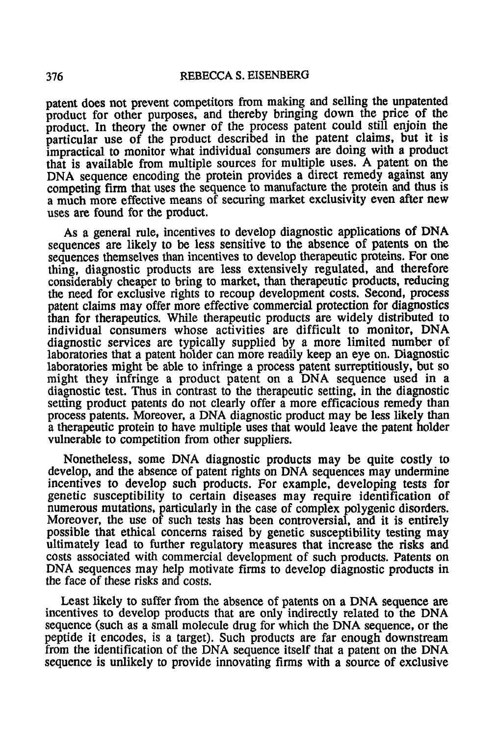patent does not prevent competitors from making and selling the unpatented product for other purposes, and thereby bringing down the price of the product. In theory the owner of the process patent could still enjoin the particular use of the product described in the patent claims, but it is impractical to monitor what individual consumers are doing with a product that is available from multiple sources for multiple uses. A patent on the DNA sequence encoding the protein provides a direct remedy against any competing firm that uses the sequence to manufacture the protein and thus is a much more effective means of securing market exclusivity even after new uses are found for the product.

As a general rule, incentives to develop diagnostic applications of DNA sequences are likely to be less sensitive to the absence of patents on the sequences themselves than incentives to develop therapeutic proteins. For one thing, diagnostic products are less extensively regulated, and therefore considerably cheaper to bring to market, than therapeutic products, reducing the need for exclusive rights to recoup development costs. Second, process patent claims may offer more effective commercial protection for diagnostics than for therapeutics. While therapeutic products are widely distributed to individual consumers whose activities are difficult to monitor, DNA diagnostic services are typically supplied by a more limited number of laboratories that a patent holder can more readily keep an eye on. Diagnostic laboratories might be able to infringe a process patent surreptitiously, but so might they infringe a product patent on a DNA sequence used in a diagnostic test. Thus in contrast to the therapeutic setting, in the diagnostic setting product patents do not clearly offer a more efficacious remedy than process patents. Moreover, a DNA diagnostic product may be less likely than a therapeutic protein to have multiple uses that would leave the patent holder vulnerable to competition from other suppliers.

Nonetheless, some DNA diagnostic products may be quite costly to develop, and the absence of patent rights on DNA sequences may undermine incentives to develop such products. For example, developing tests for genetic susceptibility to certain diseases may require identification of numerous mutations, particularly in the case of complex polygenic disorders. Moreover, the use of such tests has been controversial, and it is entirely possible that ethical concerns raised by genetic susceptibility testing may ultimately lead to further regulatory measures that increase the risks and costs associated with commercial development of such products. Patents on DNA sequences may help motivate firms to develop diagnostic products in the face of these risks and costs.

Least likely to suffer from the absence of patents on a DNA sequence are incentives to develop products that are only indirectly related to the DNA sequence (such as a small molecule drug for which the DNA sequence, or the peptide it encodes, is a target). Such products are far enough downstream from the identification of the DNA sequence itself that a patent on the DNA sequence is unlikely to provide innovating firms with a source of exclusive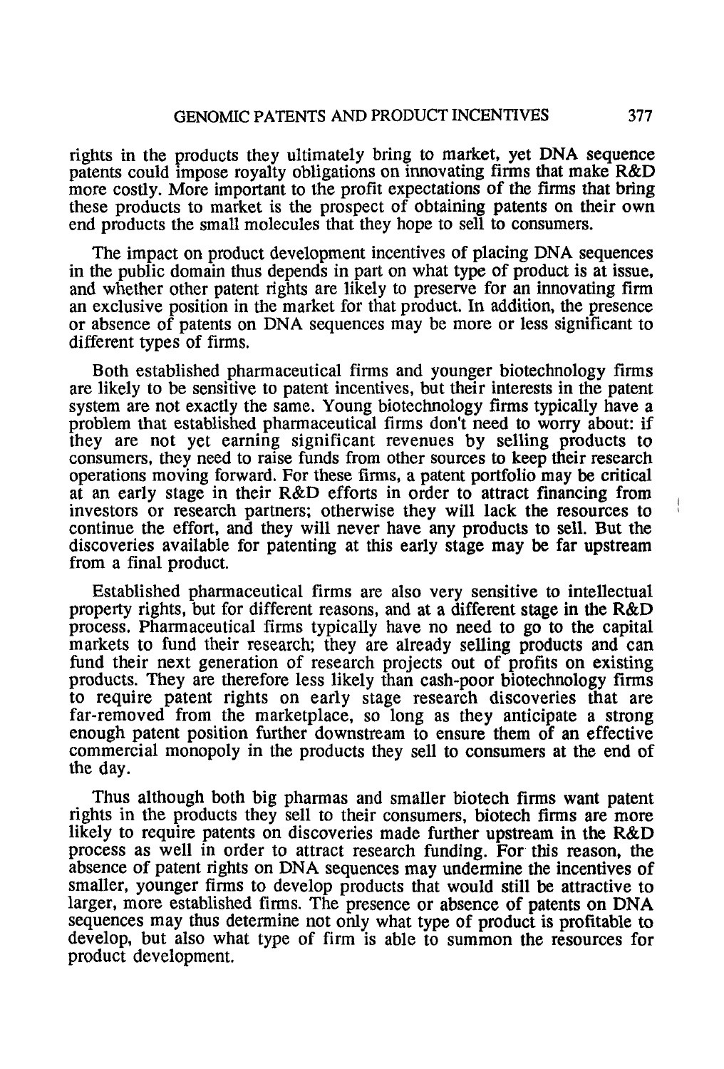rights in the products they ultimately bring to market, yet DNA sequence patents could impose royalty obligations on innovating firms that make R&D more costly. More important to the profit expectations of the firms that bring these products to market is the prospect of obtaining patents on their own end products the small molecules that they hope to sell to consumers.

The impact on product development incentives of placing DNA sequences in the public domain thus depends in part on what type of product is at issue, and whether other patent rights are likely to preserve for an innovating firm an exclusive position in the market for that product. In addition, the presence or absence of patents on DNA sequences may be more or less significant to different types of firms.

Both established pharmaceutical firms and younger biotechnology firms are likely to be sensitive to patent incentives, but their interests in the patent system are not exactly the same. Young biotechnology firms typically have a problem that established pharmaceutical firms don't need to worry about: if they are not yet earning significant revenues by selling products to consumers, they need to raise funds from other sources to keep their research operations moving forward. For these firms, a patent portfolio may be critical at an early stage in their R&D efforts in order to attract financing from investors or research partners; otherwise they will lack the resources to continue the effort, and they will never have any products to sell. But the discoveries available for patenting at this early stage may be far upstream from a final product.

Established pharmaceutical firms are also very sensitive to intellectual property rights, but for different reasons, and at a different stage in the R&D process. Pharmaceutical firms typically have no need to go to the capital markets to fund their research; they are already selling products and can fund their next generation of research projects out of profits on existing products. They are therefore less likely than cash-poor biotechnology firms to require patent rights on early stage research discoveries that are far-removed from the marketplace, so long as they anticipate a strong enough patent position further downstream to ensure them of an effective commercial monopoly in the products they sell to consumers at the end of the day.

Thus although both big pharmas and smaller biotech firms want patent rights in the products they sell to their consumers, biotech firms are more likely to require patents on discoveries made further upstream in the R&D process as well in order to attract research funding. For this reason, the absence of patent rights on DNA sequences may undermine the incentives of smaller, younger firms to develop products that would still be attractive to larger, more established firms. The presence or absence of patents on DNA sequences may thus determine not only what type of product is profitable to develop, but also what type of firm is able to summon the resources for product development.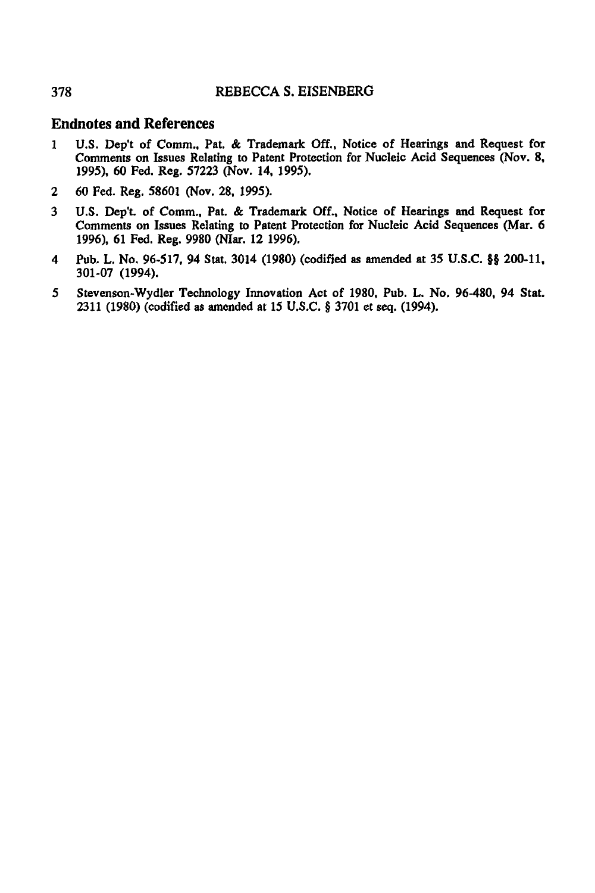## Endnotes and References

1. U.S. Dep't of Comm., Pat. & Trademark Off., Notice of Hearings and Request for Comments on Issues Relating to Patent Protection for Nucleic Acid Sequences (Nov. 8, 1995), 60 Fed. Reg. 57223 (Nov. 14, 1995).
2. 60 Fed. Reg. 58601 (Nov. 28, 1995).
3. U.S. Dep't. of Comm., Pat. & Trademark Off., Notice of Hearings and Request for Comments on Issues Relating to Patent Protection for Nucleic Acid Sequences (Mar. 6 1996), 61 Fed. Reg. 9980 (Mar. 12 1996).
4. Pub. L. No. 96-517, 94 Stat. 3014 (1980) (codified as amended at 35 U.S.C. §§ 200-11, 301-07 (1994).
5. Stevenson-Wydler Technology Innovation Act of 1980, Pub. L. No. 96-480, 94 Stat. 2311 (1980) (codified as amended at 15 U.S.C. § 3701 et seq. (1994).